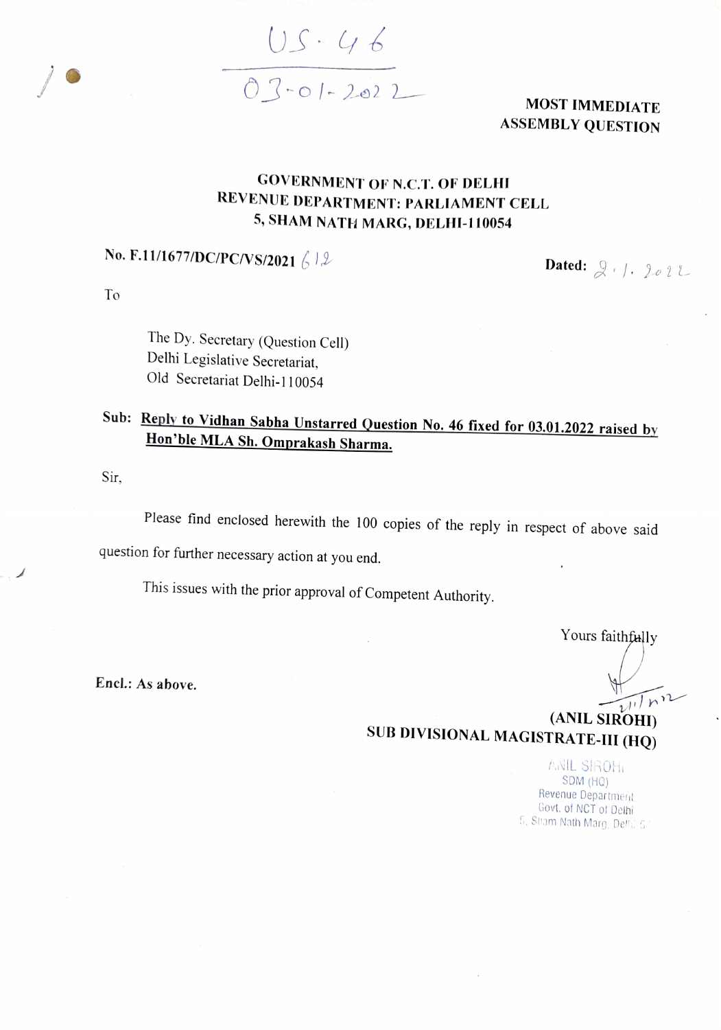US. 46

03-01-2022

**MOST IMMEDIATE**
**ASSEMBLY QUESTION**

**GOVERNMENT OF N.C.T. OF DELHI**
**REVENUE DEPARTMENT: PARLIAMENT CELL**
**5, SHAM NATH MARG, DELHI-110054**

**No. F.11/1677/DC/PC/VS/2021** 612 **Dated:** 2.1.2022

To

The Dy. Secretary (Question Cell)
Delhi Legislative Secretariat,
Old Secretariat Delhi-110054

**Sub: Reply to Vidhan Sabha Unstarred Question No. 46 fixed for 03.01.2022 raised by Hon'ble MLA Sh. Omprakash Sharma.**

Sir,

Please find enclosed herewith the 100 copies of the reply in respect of above said question for further necessary action at you end.

This issues with the prior approval of Competent Authority.

Yours faithfully

2/1/22

**(ANIL SIROHI)**
**SUB DIVISIONAL MAGISTRATE-III (HQ)**

ANIL SIROHI
SDM (HQ)
Revenue Department
Govt. of NCT of Delhi
5, Sham Nath Marg, Delhi-54

**Encl.: As above.**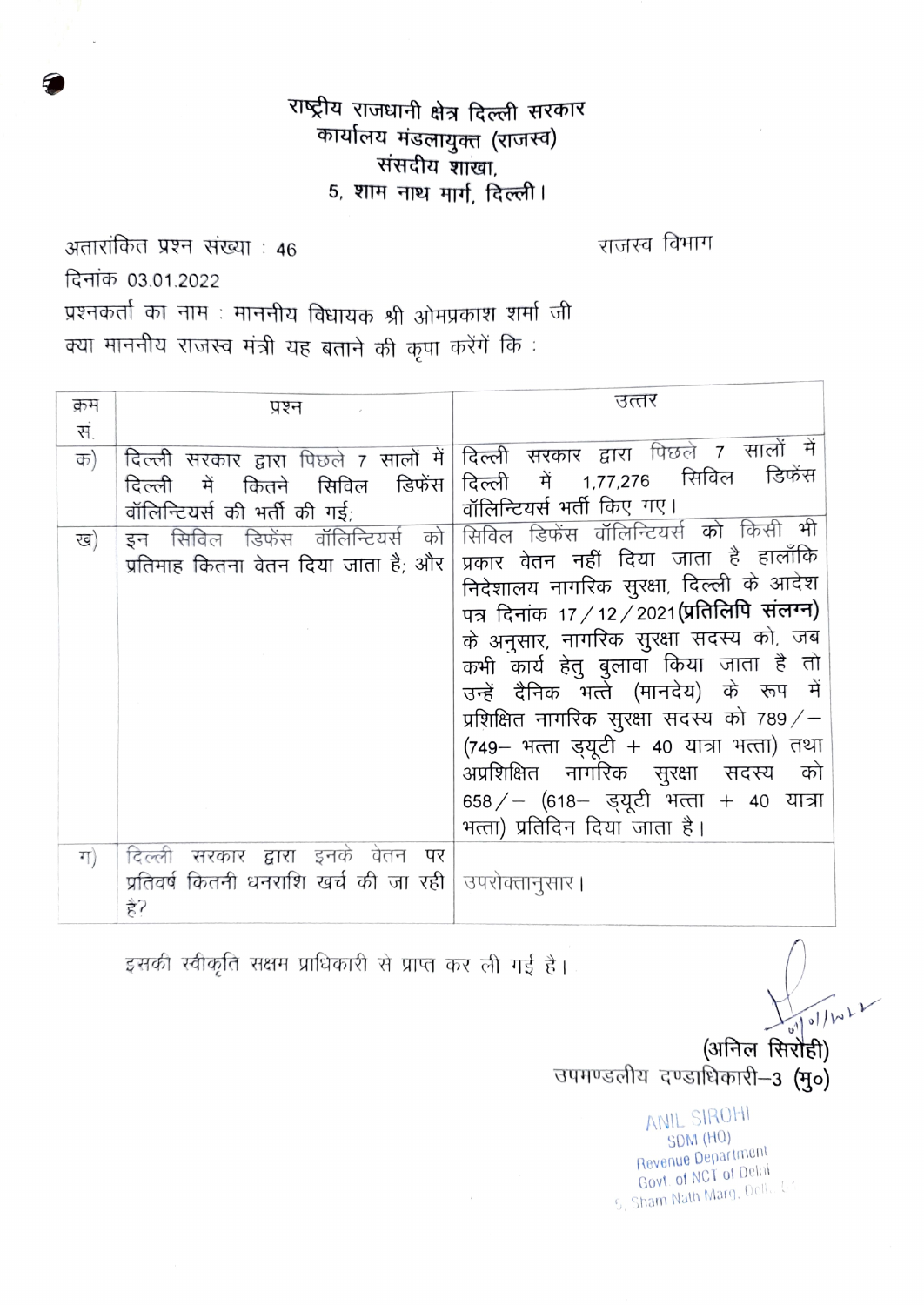# राष्ट्रीय राजधानी क्षेत्र दिल्ली सरकार
## कार्यालय मंडलायुक्त (राजस्व)
### संसदीय शाखा,
### 5, शाम नाथ मार्ग, दिल्ली।

अतारांकित प्रश्न संख्या : 46 &nbsp;&nbsp;&nbsp;&nbsp;&nbsp;&nbsp;&nbsp;&nbsp;&nbsp;&nbsp;&nbsp;&nbsp;&nbsp;&nbsp;&nbsp;&nbsp;&nbsp;&nbsp;&nbsp;&nbsp; राजस्व विभाग

दिनांक 03.01.2022

प्रश्नकर्ता का नाम : माननीय विधायक श्री ओमप्रकाश शर्मा जी

क्या माननीय राजस्व मंत्री यह बताने की कृपा करेंगें कि :

| क्रम सं. | प्रश्न | उत्तर |
|---|---|---|
| क) | दिल्ली सरकार द्वारा पिछले 7 सालों में दिल्ली में कितने सिविल डिफेंस वॉलिन्टियर्स की भर्ती की गई; | दिल्ली सरकार द्वारा पिछले 7 सालों में दिल्ली में 1,77,276 सिविल डिफेंस वॉलिन्टियर्स भर्ती किए गए। |
| ख) | इन सिविल डिफेंस वॉलिन्टियर्स को प्रतिमाह कितना वेतन दिया जाता है; और | सिविल डिफेंस वॉलिन्टियर्स को किसी भी प्रकार वेतन नहीं दिया जाता है हालाँकि निदेशालय नागरिक सुरक्षा, दिल्ली के आदेश पत्र दिनांक 17/12/2021 **(प्रतिलिपि संलग्न)** के अनुसार, नागरिक सुरक्षा सदस्य को, जब कभी कार्य हेतु बुलावा किया जाता है तो उन्हें दैनिक भत्ते (मानदेय) के रूप में प्रशिक्षित नागरिक सुरक्षा सदस्य को 789/– (749– भत्ता ड्यूटी + 40 यात्रा भत्ता) तथा अप्रशिक्षित नागरिक सुरक्षा सदस्य को 658/– (618– ड्यूटी भत्ता + 40 यात्रा भत्ता) प्रतिदिन दिया जाता है। |
| ग) | दिल्ली सरकार द्वारा इनके वेतन पर प्रतिवर्ष कितनी धनराशि खर्च की जा रही है? | उपरोक्तानुसार। |

इसकी स्वीकृति सक्षम प्राधिकारी से प्राप्त कर ली गई है।

(अनिल सिरोही)
उपमण्डलीय दण्डाधिकारी–3 (मु०)

ANIL SIROHI
SDM (HQ)
Revenue Department
Govt. of NCT of Delhi
5, Sham Nath Marg, Delhi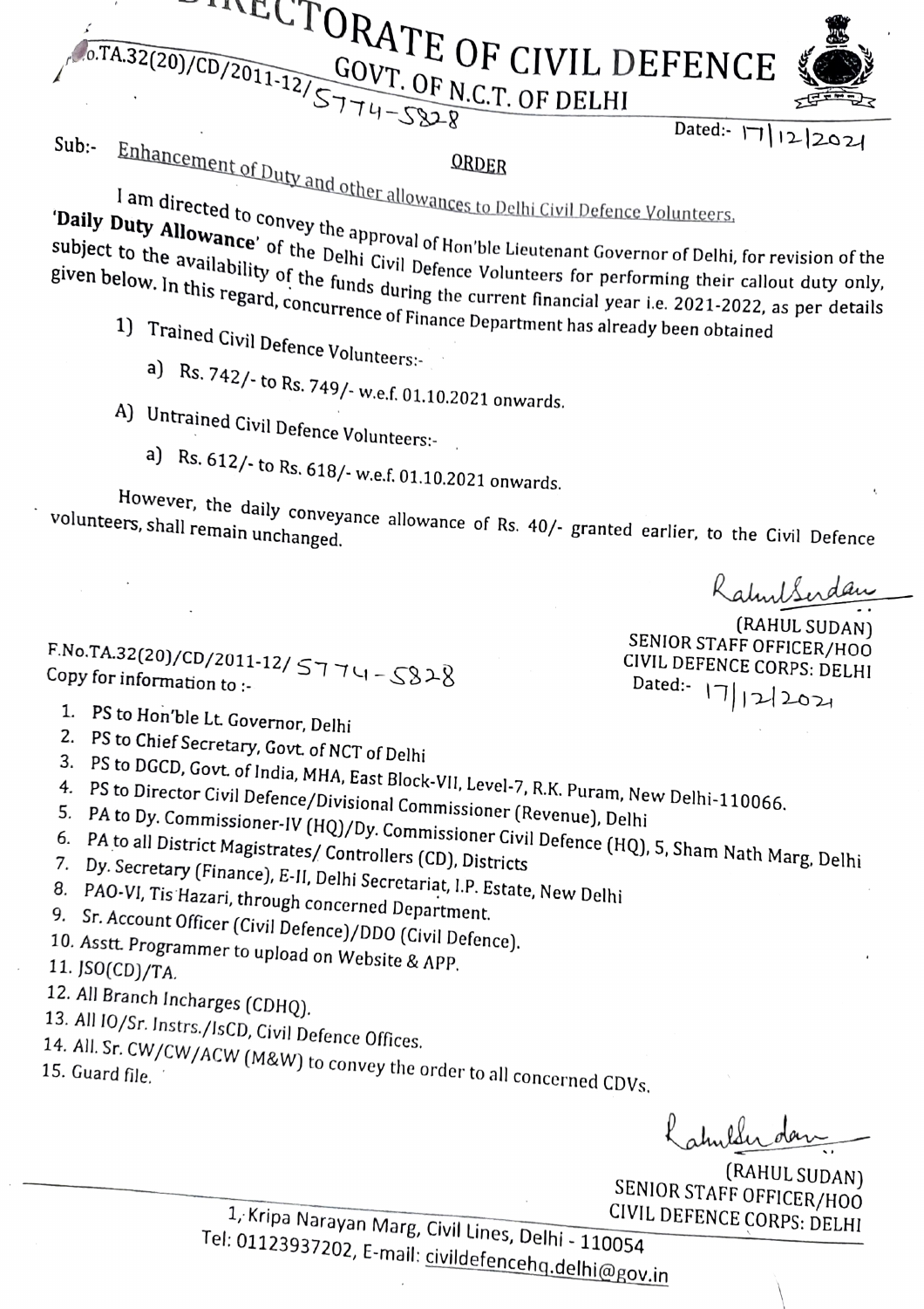# DIRECTORATE OF CIVIL DEFENCE
## GOVT. OF N.C.T. OF DELHI

F.No.TA.32(20)/CD/2011-12/5774-5828

Dated:- 17/12/2021

## ORDER

Sub:- Enhancement of Duty and other allowances to Delhi Civil Defence Volunteers.

I am directed to convey the approval of Hon'ble Lieutenant Governor of Delhi, for revision of the **'Daily Duty Allowance'** of the Delhi Civil Defence Volunteers for performing their callout duty only, subject to the availability of the funds during the current financial year i.e. 2021-2022, as per details given below. In this regard, concurrence of Finance Department has already been obtained

1) Trained Civil Defence Volunteers:-

   a) Rs. 742/- to Rs. 749/- w.e.f. 01.10.2021 onwards.

A) Untrained Civil Defence Volunteers:-

   a) Rs. 612/- to Rs. 618/- w.e.f. 01.10.2021 onwards.

However, the daily conveyance allowance of Rs. 40/- granted earlier, to the Civil Defence volunteers, shall remain unchanged.

Rahul Sudan

(RAHUL SUDAN)
SENIOR STAFF OFFICER/HOO
CIVIL DEFENCE CORPS: DELHI

F.No.TA.32(20)/CD/2011-12/5774-5828

Dated:- 17/12/2021

Copy for information to :-

1. PS to Hon'ble Lt. Governor, Delhi
2. PS to Chief Secretary, Govt. of NCT of Delhi
3. PS to DGCD, Govt. of India, MHA, East Block-VII, Level-7, R.K. Puram, New Delhi-110066.
4. PS to Director Civil Defence/Divisional Commissioner (Revenue), Delhi
5. PA to Dy. Commissioner-IV (HQ)/Dy. Commissioner Civil Defence (HQ), 5, Sham Nath Marg, Delhi
6. PA to all District Magistrates/ Controllers (CD), Districts
7. Dy. Secretary (Finance), E-II, Delhi Secretariat, I.P. Estate, New Delhi
8. PAO-VI, Tis Hazari, through concerned Department.
9. Sr. Account Officer (Civil Defence)/DDO (Civil Defence).
10. Asstt. Programmer to upload on Website & APP.
11. JSO(CD)/TA.
12. All Branch Incharges (CDHQ).
13. All IO/Sr. Instrs./IsCD, Civil Defence Offices.
14. All. Sr. CW/CW/ACW (M&W) to convey the order to all concerned CDVs.
15. Guard file.

Rahul Sudan

(RAHUL SUDAN)
SENIOR STAFF OFFICER/HOO
CIVIL DEFENCE CORPS: DELHI

1, Kripa Narayan Marg, Civil Lines, Delhi - 110054
Tel: 01123937202, E-mail: civildefencehq.delhi@gov.in